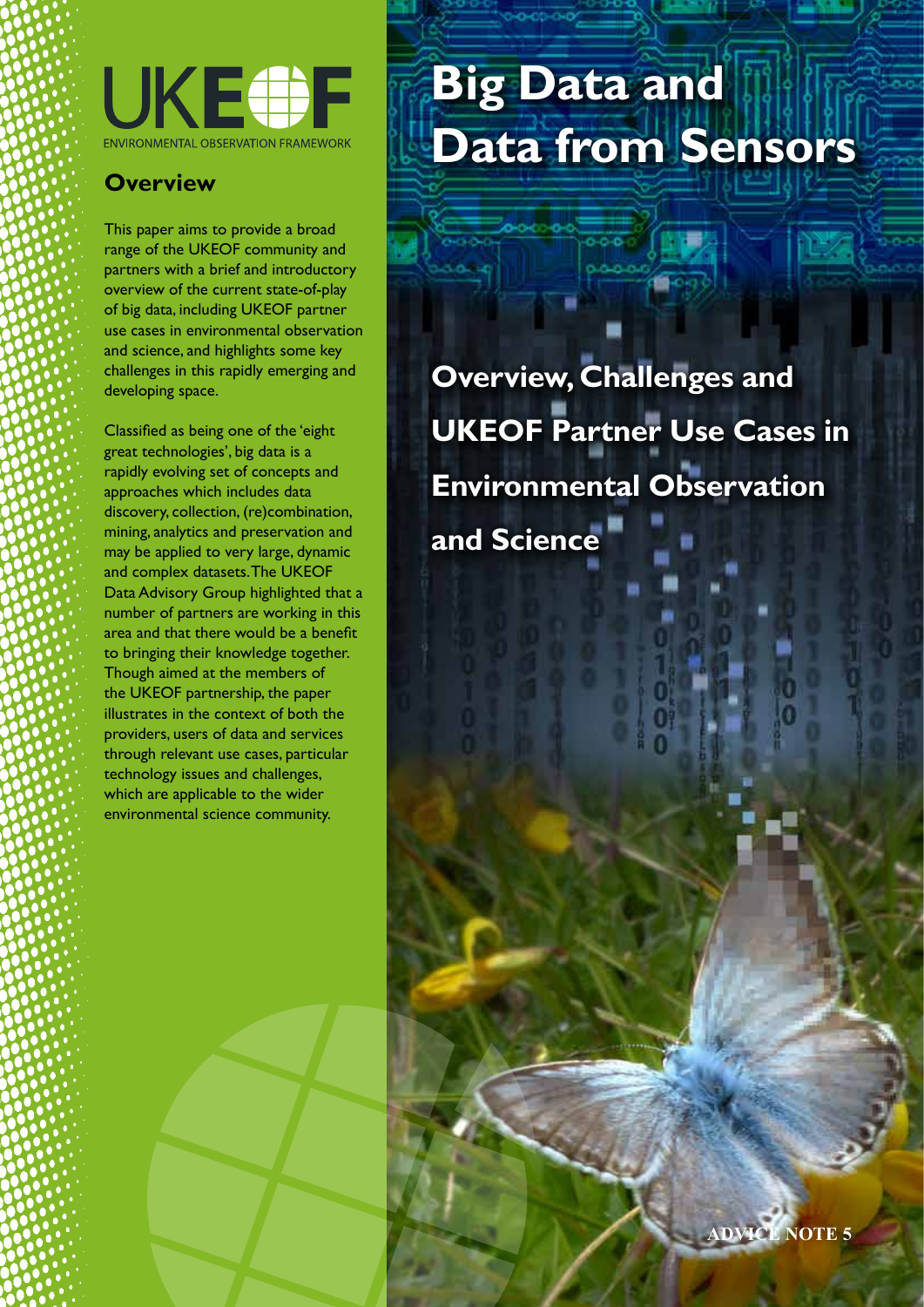UKEOF

ENVIRONMENTAL OBSERVATION FRAMEWORK

# Big Data and Data from Sensors

## Overview, Challenges and UKEOF Partner Use Cases in Environmental Observation and Science

## Overview

This paper aims to provide a broad range of the UKEOF community and partners with a brief and introductory overview of the current state-of-play of big data, including UKEOF partner use cases in environmental observation and science, and highlights some key challenges in this rapidly emerging and developing space.

Classified as being one of the 'eight great technologies', big data is a rapidly evolving set of concepts and approaches which includes data discovery, collection, (re)combination, mining, analytics and preservation and may be applied to very large, dynamic and complex datasets. The UKEOF Data Advisory Group highlighted that a number of partners are working in this area and that there would be a benefit to bringing their knowledge together. Though aimed at the members of the UKEOF partnership, the paper illustrates in the context of both the providers, users of data and services through relevant use cases, particular technology issues and challenges, which are applicable to the wider environmental science community.

ADVICE NOTE 5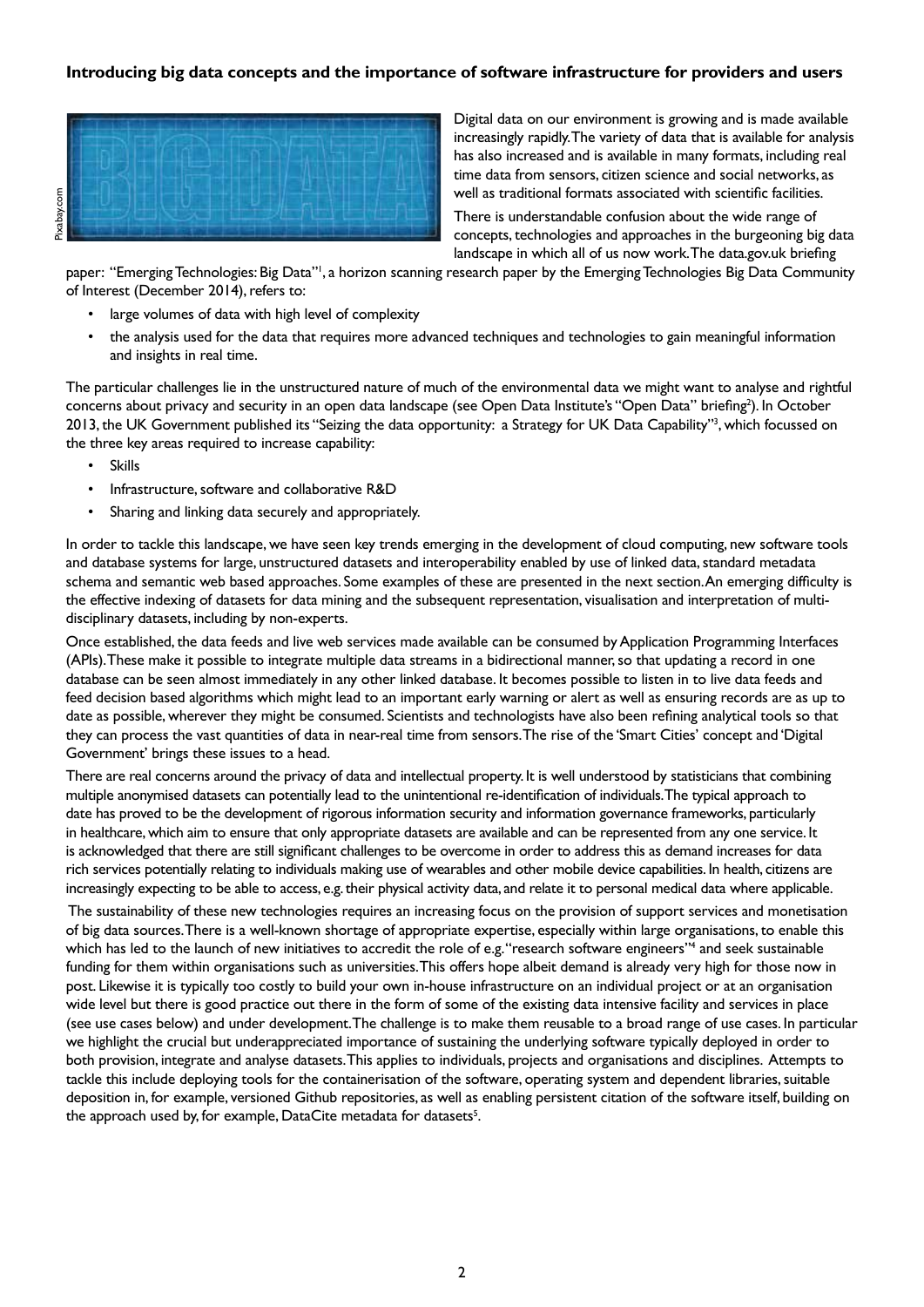**Introducing big data concepts and the importance of software infrastructure for providers and users**

Digital data on our environment is growing and is made available increasingly rapidly. The variety of data that is available for analysis has also increased and is available in many formats, including real time data from sensors, citizen science and social networks, as well as traditional formats associated with scientific facilities.

There is understandable confusion about the wide range of concepts, technologies and approaches in the burgeoning big data landscape in which all of us now work. The data.gov.uk briefing paper: "Emerging Technologies: Big Data"[1], a horizon scanning research paper by the Emerging Technologies Big Data Community of Interest (December 2014), refers to:

- large volumes of data with high level of complexity
- the analysis used for the data that requires more advanced techniques and technologies to gain meaningful information and insights in real time.

The particular challenges lie in the unstructured nature of much of the environmental data we might want to analyse and rightful concerns about privacy and security in an open data landscape (see Open Data Institute's "Open Data" briefing[2]). In October 2013, the UK Government published its "Seizing the data opportunity: a Strategy for UK Data Capability"[3], which focussed on the three key areas required to increase capability:

- Skills
- Infrastructure, software and collaborative R&D
- Sharing and linking data securely and appropriately.

In order to tackle this landscape, we have seen key trends emerging in the development of cloud computing, new software tools and database systems for large, unstructured datasets and interoperability enabled by use of linked data, standard metadata schema and semantic web based approaches. Some examples of these are presented in the next section. An emerging difficulty is the effective indexing of datasets for data mining and the subsequent representation, visualisation and interpretation of multi-disciplinary datasets, including by non-experts.

Once established, the data feeds and live web services made available can be consumed by Application Programming Interfaces (APIs). These make it possible to integrate multiple data streams in a bidirectional manner, so that updating a record in one database can be seen almost immediately in any other linked database. It becomes possible to listen in to live data feeds and feed decision based algorithms which might lead to an important early warning or alert as well as ensuring records are as up to date as possible, wherever they might be consumed. Scientists and technologists have also been refining analytical tools so that they can process the vast quantities of data in near-real time from sensors. The rise of the 'Smart Cities' concept and 'Digital Government' brings these issues to a head.

There are real concerns around the privacy of data and intellectual property. It is well understood by statisticians that combining multiple anonymised datasets can potentially lead to the unintentional re-identification of individuals. The typical approach to date has proved to be the development of rigorous information security and information governance frameworks, particularly in healthcare, which aim to ensure that only appropriate datasets are available and can be represented from any one service. It is acknowledged that there are still significant challenges to be overcome in order to address this as demand increases for data rich services potentially relating to individuals making use of wearables and other mobile device capabilities. In health, citizens are increasingly expecting to be able to access, e.g. their physical activity data, and relate it to personal medical data where applicable.

The sustainability of these new technologies requires an increasing focus on the provision of support services and monetisation of big data sources. There is a well-known shortage of appropriate expertise, especially within large organisations, to enable this which has led to the launch of new initiatives to accredit the role of e.g. "research software engineers"[4] and seek sustainable funding for them within organisations such as universities. This offers hope albeit demand is already very high for those now in post. Likewise it is typically too costly to build your own in-house infrastructure on an individual project or at an organisation wide level but there is good practice out there in the form of some of the existing data intensive facility and services in place (see use cases below) and under development. The challenge is to make them reusable to a broad range of use cases. In particular we highlight the crucial but underappreciated importance of sustaining the underlying software typically deployed in order to both provision, integrate and analyse datasets. This applies to individuals, projects and organisations and disciplines. Attempts to tackle this include deploying tools for the containerisation of the software, operating system and dependent libraries, suitable deposition in, for example, versioned Github repositories, as well as enabling persistent citation of the software itself, building on the approach used by, for example, DataCite metadata for datasets[5].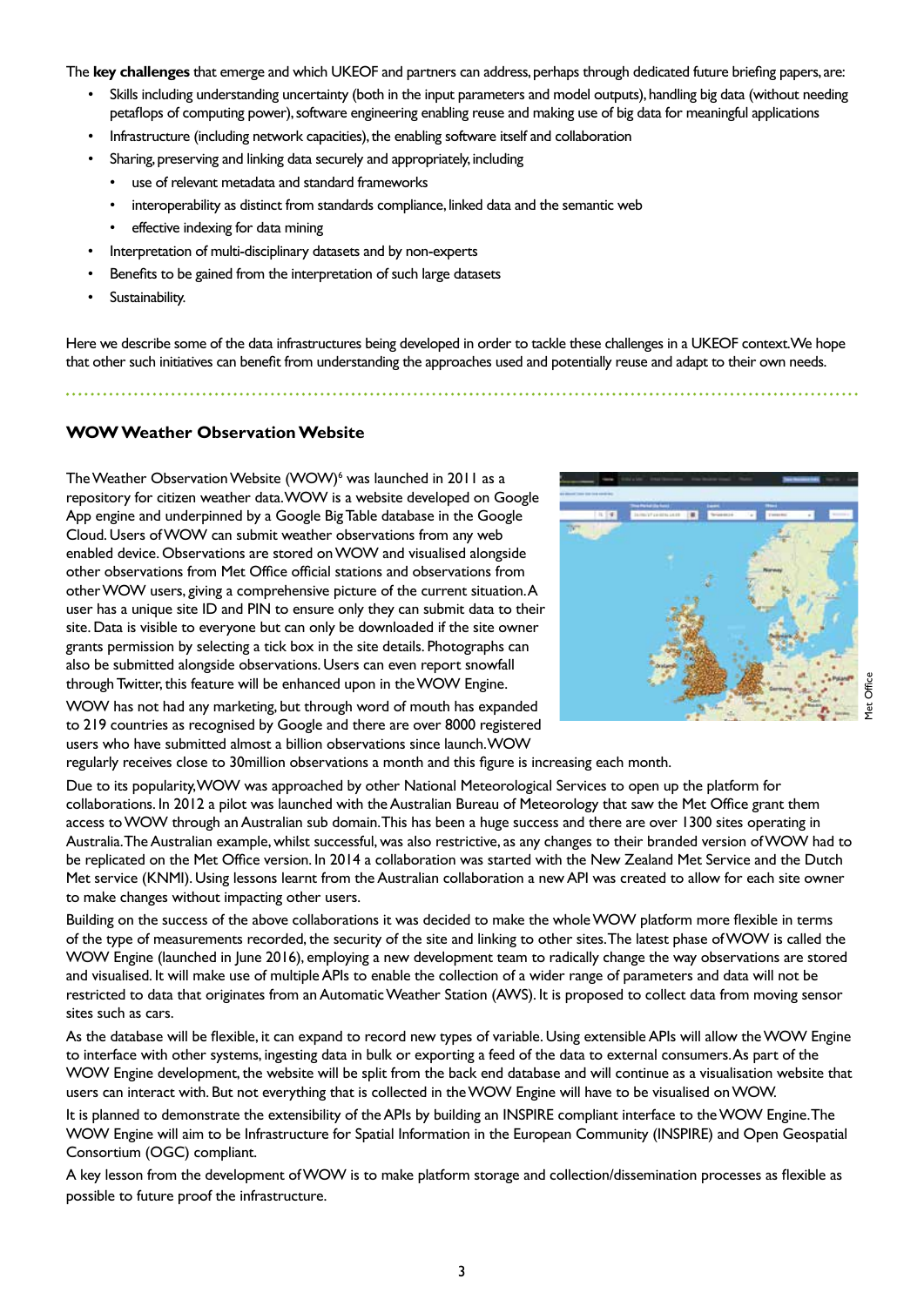The **key challenges** that emerge and which UKEOF and partners can address, perhaps through dedicated future briefing papers, are:

- Skills including understanding uncertainty (both in the input parameters and model outputs), handling big data (without needing petaflops of computing power), software engineering enabling reuse and making use of big data for meaningful applications
- Infrastructure (including network capacities), the enabling software itself and collaboration
- Sharing, preserving and linking data securely and appropriately, including
  - use of relevant metadata and standard frameworks
  - interoperability as distinct from standards compliance, linked data and the semantic web
  - effective indexing for data mining
- Interpretation of multi-disciplinary datasets and by non-experts
- Benefits to be gained from the interpretation of such large datasets
- Sustainability.

Here we describe some of the data infrastructures being developed in order to tackle these challenges in a UKEOF context. We hope that other such initiatives can benefit from understanding the approaches used and potentially reuse and adapt to their own needs.

## WOW Weather Observation Website

The Weather Observation Website (WOW)[6] was launched in 2011 as a repository for citizen weather data. WOW is a website developed on Google App engine and underpinned by a Google Big Table database in the Google Cloud. Users of WOW can submit weather observations from any web enabled device. Observations are stored on WOW and visualised alongside other observations from Met Office official stations and observations from other WOW users, giving a comprehensive picture of the current situation. A user has a unique site ID and PIN to ensure only they can submit data to their site. Data is visible to everyone but can only be downloaded if the site owner grants permission by selecting a tick box in the site details. Photographs can also be submitted alongside observations. Users can even report snowfall through Twitter, this feature will be enhanced upon in the WOW Engine.

Met Office

WOW has not had any marketing, but through word of mouth has expanded to 219 countries as recognised by Google and there are over 8000 registered users who have submitted almost a billion observations since launch. WOW regularly receives close to 30million observations a month and this figure is increasing each month.

Due to its popularity, WOW was approached by other National Meteorological Services to open up the platform for collaborations. In 2012 a pilot was launched with the Australian Bureau of Meteorology that saw the Met Office grant them access to WOW through an Australian sub domain. This has been a huge success and there are over 1300 sites operating in Australia. The Australian example, whilst successful, was also restrictive, as any changes to their branded version of WOW had to be replicated on the Met Office version. In 2014 a collaboration was started with the New Zealand Met Service and the Dutch Met service (KNMI). Using lessons learnt from the Australian collaboration a new API was created to allow for each site owner to make changes without impacting other users.

Building on the success of the above collaborations it was decided to make the whole WOW platform more flexible in terms of the type of measurements recorded, the security of the site and linking to other sites. The latest phase of WOW is called the WOW Engine (launched in June 2016), employing a new development team to radically change the way observations are stored and visualised. It will make use of multiple APIs to enable the collection of a wider range of parameters and data will not be restricted to data that originates from an Automatic Weather Station (AWS). It is proposed to collect data from moving sensor sites such as cars.

As the database will be flexible, it can expand to record new types of variable. Using extensible APIs will allow the WOW Engine to interface with other systems, ingesting data in bulk or exporting a feed of the data to external consumers. As part of the WOW Engine development, the website will be split from the back end database and will continue as a visualisation website that users can interact with. But not everything that is collected in the WOW Engine will have to be visualised on WOW.

It is planned to demonstrate the extensibility of the APIs by building an INSPIRE compliant interface to the WOW Engine. The WOW Engine will aim to be Infrastructure for Spatial Information in the European Community (INSPIRE) and Open Geospatial Consortium (OGC) compliant.

A key lesson from the development of WOW is to make platform storage and collection/dissemination processes as flexible as possible to future proof the infrastructure.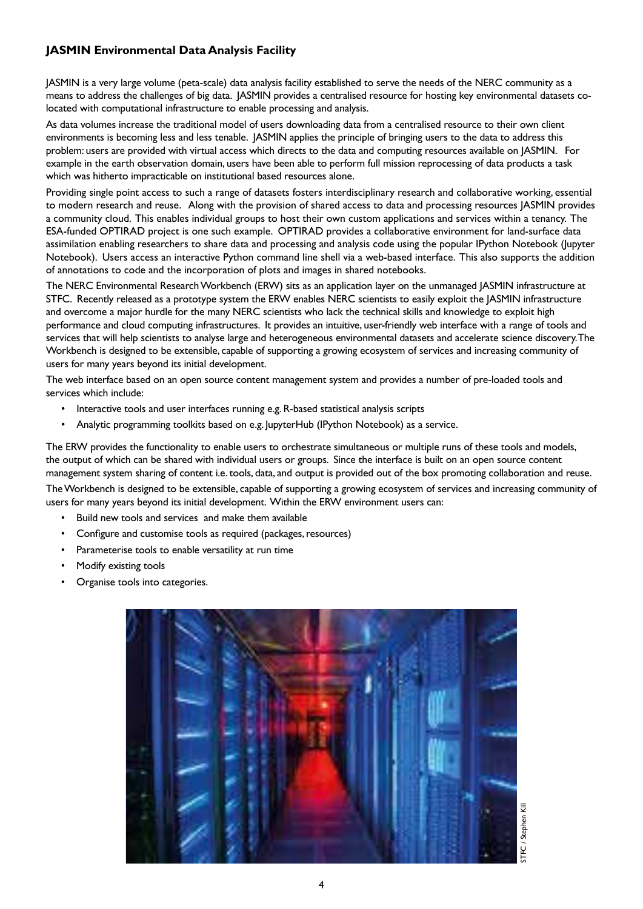### JASMIN Environmental Data Analysis Facility

JASMIN is a very large volume (peta-scale) data analysis facility established to serve the needs of the NERC community as a means to address the challenges of big data. JASMIN provides a centralised resource for hosting key environmental datasets co-located with computational infrastructure to enable processing and analysis.

As data volumes increase the traditional model of users downloading data from a centralised resource to their own client environments is becoming less and less tenable. JASMIN applies the principle of bringing users to the data to address this problem: users are provided with virtual access which directs to the data and computing resources available on JASMIN. For example in the earth observation domain, users have been able to perform full mission reprocessing of data products a task which was hitherto impracticable on institutional based resources alone.

Providing single point access to such a range of datasets fosters interdisciplinary research and collaborative working, essential to modern research and reuse. Along with the provision of shared access to data and processing resources JASMIN provides a community cloud. This enables individual groups to host their own custom applications and services within a tenancy. The ESA-funded OPTIRAD project is one such example. OPTIRAD provides a collaborative environment for land-surface data assimilation enabling researchers to share data and processing and analysis code using the popular IPython Notebook (Jupyter Notebook). Users access an interactive Python command line shell via a web-based interface. This also supports the addition of annotations to code and the incorporation of plots and images in shared notebooks.

The NERC Environmental Research Workbench (ERW) sits as an application layer on the unmanaged JASMIN infrastructure at STFC. Recently released as a prototype system the ERW enables NERC scientists to easily exploit the JASMIN infrastructure and overcome a major hurdle for the many NERC scientists who lack the technical skills and knowledge to exploit high performance and cloud computing infrastructures. It provides an intuitive, user-friendly web interface with a range of tools and services that will help scientists to analyse large and heterogeneous environmental datasets and accelerate science discovery. The Workbench is designed to be extensible, capable of supporting a growing ecosystem of services and increasing community of users for many years beyond its initial development.

The web interface based on an open source content management system and provides a number of pre-loaded tools and services which include:

- Interactive tools and user interfaces running e.g. R-based statistical analysis scripts
- Analytic programming toolkits based on e.g. JupyterHub (IPython Notebook) as a service.

The ERW provides the functionality to enable users to orchestrate simultaneous or multiple runs of these tools and models, the output of which can be shared with individual users or groups. Since the interface is built on an open source content management system sharing of content i.e. tools, data, and output is provided out of the box promoting collaboration and reuse.

The Workbench is designed to be extensible, capable of supporting a growing ecosystem of services and increasing community of users for many years beyond its initial development. Within the ERW environment users can:

- Build new tools and services and make them available
- Configure and customise tools as required (packages, resources)
- Parameterise tools to enable versatility at run time
- Modify existing tools
- Organise tools into categories.

STFC / Stephen Kill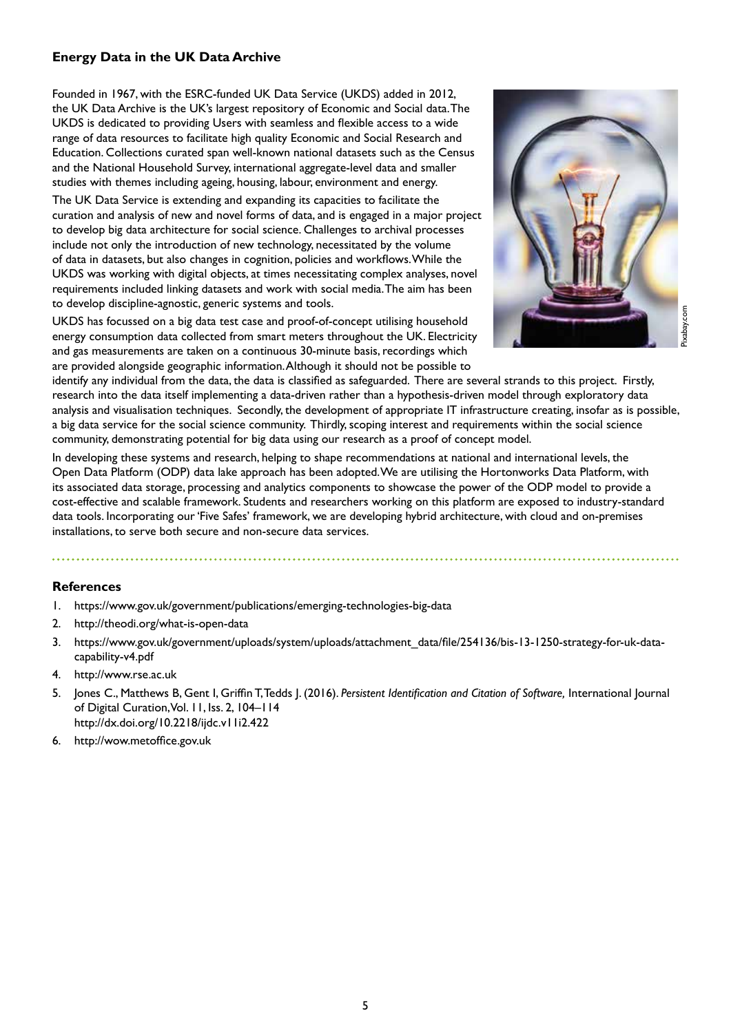### Energy Data in the UK Data Archive

Founded in 1967, with the ESRC-funded UK Data Service (UKDS) added in 2012, the UK Data Archive is the UK's largest repository of Economic and Social data. The UKDS is dedicated to providing Users with seamless and flexible access to a wide range of data resources to facilitate high quality Economic and Social Research and Education. Collections curated span well-known national datasets such as the Census and the National Household Survey, international aggregate-level data and smaller studies with themes including ageing, housing, labour, environment and energy.

The UK Data Service is extending and expanding its capacities to facilitate the curation and analysis of new and novel forms of data, and is engaged in a major project to develop big data architecture for social science. Challenges to archival processes include not only the introduction of new technology, necessitated by the volume of data in datasets, but also changes in cognition, policies and workflows. While the UKDS was working with digital objects, at times necessitating complex analyses, novel requirements included linking datasets and work with social media. The aim has been to develop discipline-agnostic, generic systems and tools.

UKDS has focussed on a big data test case and proof-of-concept utilising household energy consumption data collected from smart meters throughout the UK. Electricity and gas measurements are taken on a continuous 30-minute basis, recordings which are provided alongside geographic information. Although it should not be possible to identify any individual from the data, the data is classified as safeguarded. There are several strands to this project. Firstly, research into the data itself implementing a data-driven rather than a hypothesis-driven model through exploratory data analysis and visualisation techniques. Secondly, the development of appropriate IT infrastructure creating, insofar as is possible, a big data service for the social science community. Thirdly, scoping interest and requirements within the social science community, demonstrating potential for big data using our research as a proof of concept model.

Pixabay.com

In developing these systems and research, helping to shape recommendations at national and international levels, the Open Data Platform (ODP) data lake approach has been adopted. We are utilising the Hortonworks Data Platform, with its associated data storage, processing and analytics components to showcase the power of the ODP model to provide a cost-effective and scalable framework. Students and researchers working on this platform are exposed to industry-standard data tools. Incorporating our 'Five Safes' framework, we are developing hybrid architecture, with cloud and on-premises installations, to serve both secure and non-secure data services.

### References

1. https://www.gov.uk/government/publications/emerging-technologies-big-data
2. http://theodi.org/what-is-open-data
3. https://www.gov.uk/government/uploads/system/uploads/attachment_data/file/254136/bis-13-1250-strategy-for-uk-data-capability-v4.pdf
4. http://www.rse.ac.uk
5. Jones C., Matthews B, Gent I, Griffin T, Tedds J. (2016). *Persistent Identification and Citation of Software,* International Journal of Digital Curation, Vol. 11, Iss. 2, 104–114 http://dx.doi.org/10.2218/ijdc.v11i2.422
6. http://wow.metoffice.gov.uk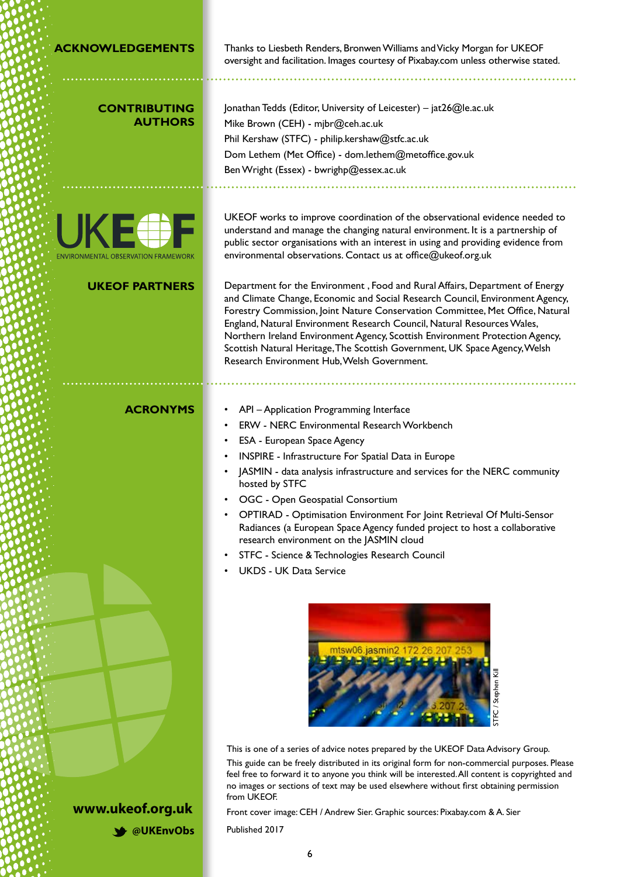## ACKNOWLEDGEMENTS

Thanks to Liesbeth Renders, Bronwen Williams and Vicky Morgan for UKEOF oversight and facilitation. Images courtesy of Pixabay.com unless otherwise stated.

## CONTRIBUTING AUTHORS

Jonathan Tedds (Editor, University of Leicester) – jat26@le.ac.uk
Mike Brown (CEH) - mjbr@ceh.ac.uk
Phil Kershaw (STFC) - philip.kershaw@stfc.ac.uk
Dom Lethem (Met Office) - dom.lethem@metoffice.gov.uk
Ben Wright (Essex) - bwrighp@essex.ac.uk

UKEOF works to improve coordination of the observational evidence needed to understand and manage the changing natural environment. It is a partnership of public sector organisations with an interest in using and providing evidence from environmental observations. Contact us at office@ukeof.org.uk

## UKEOF PARTNERS

Department for the Environment , Food and Rural Affairs, Department of Energy and Climate Change, Economic and Social Research Council, Environment Agency, Forestry Commission, Joint Nature Conservation Committee, Met Office, Natural England, Natural Environment Research Council, Natural Resources Wales, Northern Ireland Environment Agency, Scottish Environment Protection Agency, Scottish Natural Heritage, The Scottish Government, UK Space Agency, Welsh Research Environment Hub, Welsh Government.

## ACRONYMS

- API – Application Programming Interface
- ERW - NERC Environmental Research Workbench
- ESA - European Space Agency
- INSPIRE - Infrastructure For Spatial Data in Europe
- JASMIN - data analysis infrastructure and services for the NERC community hosted by STFC
- OGC - Open Geospatial Consortium
- OPTIRAD - Optimisation Environment For Joint Retrieval Of Multi-Sensor Radiances (a European Space Agency funded project to host a collaborative research environment on the JASMIN cloud
- STFC - Science & Technologies Research Council
- UKDS - UK Data Service

STFC / Stephen Kill

This is one of a series of advice notes prepared by the UKEOF Data Advisory Group.

This guide can be freely distributed in its original form for non-commercial purposes. Please feel free to forward it to anyone you think will be interested. All content is copyrighted and no images or sections of text may be used elsewhere without first obtaining permission from UKEOF.

Front cover image: CEH / Andrew Sier. Graphic sources: Pixabay.com & A. Sier

Published 2017

**www.ukeof.org.uk**

**@UKEnvObs**